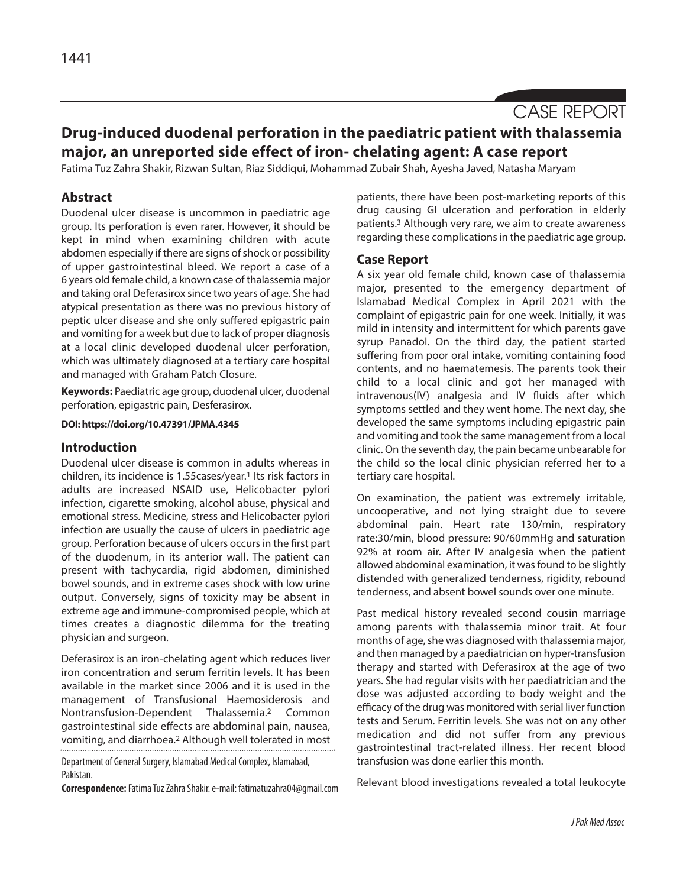CASE REPORT

# Drug-induced duodenal perforation in the paediatric patient with thalassemia major, an unreported side effect of iron- chelating agent: A case report

Fatima Tuz Zahra Shakir, Rizwan Sultan, Riaz Siddiqui, Mohammad Zubair Shah, Ayesha Javed, Natasha Maryam

## Abstract

Duodenal ulcer disease is uncommon in paediatric age group. Its perforation is even rarer. However, it should be kept in mind when examining children with acute abdomen especially if there are signs of shock or possibility of upper gastrointestinal bleed. We report a case of a 6 years old female child, a known case of thalassemia major and taking oral Deferasirox since two years of age. She had atypical presentation as there was no previous history of peptic ulcer disease and she only suffered epigastric pain and vomiting for a week but due to lack of proper diagnosis at a local clinic developed duodenal ulcer perforation, which was ultimately diagnosed at a tertiary care hospital and managed with Graham Patch Closure.

**Keywords:** Paediatric age group, duodenal ulcer, duodenal perforation, epigastric pain, Desferasirox.

**DOI: https://doi.org/10.47391/JPMA.4345**

## Introduction

Duodenal ulcer disease is common in adults whereas in children, its incidence is 1.55cases/year.[1] Its risk factors in adults are increased NSAID use, Helicobacter pylori infection, cigarette smoking, alcohol abuse, physical and emotional stress. Medicine, stress and Helicobacter pylori infection are usually the cause of ulcers in paediatric age group. Perforation because of ulcers occurs in the first part of the duodenum, in its anterior wall. The patient can present with tachycardia, rigid abdomen, diminished bowel sounds, and in extreme cases shock with low urine output. Conversely, signs of toxicity may be absent in extreme age and immune-compromised people, which at times creates a diagnostic dilemma for the treating physician and surgeon.

Deferasirox is an iron-chelating agent which reduces liver iron concentration and serum ferritin levels. It has been available in the market since 2006 and it is used in the management of Transfusional Haemosiderosis and Nontransfusion-Dependent Thalassemia.[2] Common gastrointestinal side effects are abdominal pain, nausea, vomiting, and diarrhoea.[2] Although well tolerated in most patients, there have been post-marketing reports of this drug causing GI ulceration and perforation in elderly patients.[3] Although very rare, we aim to create awareness regarding these complications in the paediatric age group.

Department of General Surgery, Islamabad Medical Complex, Islamabad, Pakistan.

**Correspondence:** Fatima Tuz Zahra Shakir. e-mail: fatimatuzahra04@gmail.com

## Case Report

A six year old female child, known case of thalassemia major, presented to the emergency department of Islamabad Medical Complex in April 2021 with the complaint of epigastric pain for one week. Initially, it was mild in intensity and intermittent for which parents gave syrup Panadol. On the third day, the patient started suffering from poor oral intake, vomiting containing food contents, and no haematemesis. The parents took their child to a local clinic and got her managed with intravenous(IV) analgesia and IV fluids after which symptoms settled and they went home. The next day, she developed the same symptoms including epigastric pain and vomiting and took the same management from a local clinic. On the seventh day, the pain became unbearable for the child so the local clinic physician referred her to a tertiary care hospital.

On examination, the patient was extremely irritable, uncooperative, and not lying straight due to severe abdominal pain. Heart rate 130/min, respiratory rate:30/min, blood pressure: 90/60mmHg and saturation 92% at room air. After IV analgesia when the patient allowed abdominal examination, it was found to be slightly distended with generalized tenderness, rigidity, rebound tenderness, and absent bowel sounds over one minute.

Past medical history revealed second cousin marriage among parents with thalassemia minor trait. At four months of age, she was diagnosed with thalassemia major, and then managed by a paediatrician on hyper-transfusion therapy and started with Deferasirox at the age of two years. She had regular visits with her paediatrician and the dose was adjusted according to body weight and the efficacy of the drug was monitored with serial liver function tests and Serum. Ferritin levels. She was not on any other medication and did not suffer from any previous gastrointestinal tract-related illness. Her recent blood transfusion was done earlier this month.

Relevant blood investigations revealed a total leukocyte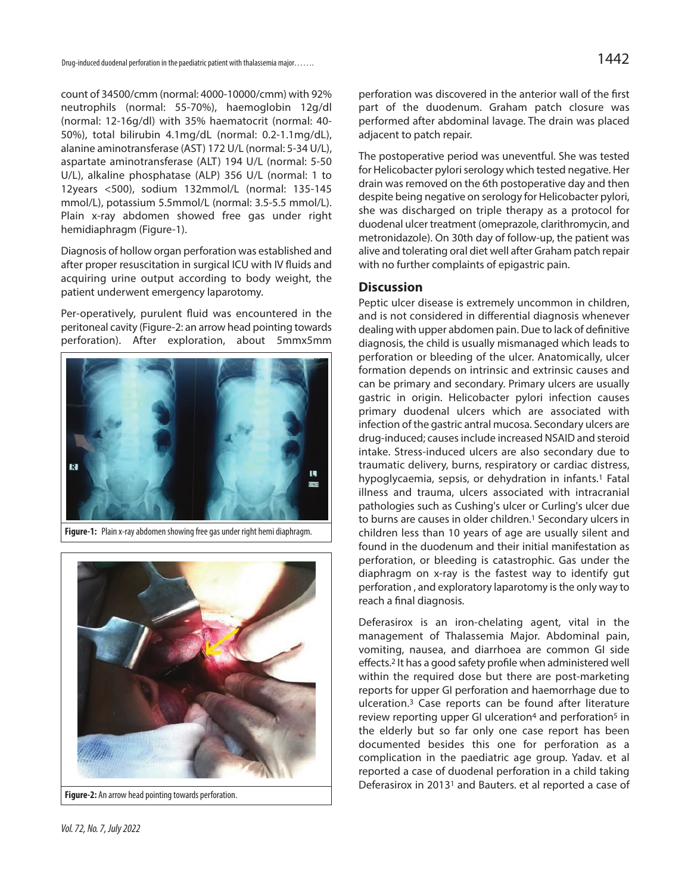count of 34500/cmm (normal: 4000-10000/cmm) with 92% neutrophils (normal: 55-70%), haemoglobin 12g/dl (normal: 12-16g/dl) with 35% haematocrit (normal: 40-50%), total bilirubin 4.1mg/dL (normal: 0.2-1.1mg/dL), alanine aminotransferase (AST) 172 U/L (normal: 5-34 U/L), aspartate aminotransferase (ALT) 194 U/L (normal: 5-50 U/L), alkaline phosphatase (ALP) 356 U/L (normal: 1 to 12years <500), sodium 132mmol/L (normal: 135-145 mmol/L), potassium 5.5mmol/L (normal: 3.5-5.5 mmol/L). Plain x-ray abdomen showed free gas under right hemidiaphragm (Figure-1).

Diagnosis of hollow organ perforation was established and after proper resuscitation in surgical ICU with IV fluids and acquiring urine output according to body weight, the patient underwent emergency laparotomy.

Per-operatively, purulent fluid was encountered in the peritoneal cavity (Figure-2: an arrow head pointing towards perforation). After exploration, about 5mmx5mm perforation was discovered in the anterior wall of the first part of the duodenum. Graham patch closure was performed after abdominal lavage. The drain was placed adjacent to patch repair.

**Figure-1:** Plain x-ray abdomen showing free gas under right hemi diaphragm.

**Figure-2:** An arrow head pointing towards perforation.

The postoperative period was uneventful. She was tested for Helicobacter pylori serology which tested negative. Her drain was removed on the 6th postoperative day and then despite being negative on serology for Helicobacter pylori, she was discharged on triple therapy as a protocol for duodenal ulcer treatment (omeprazole, clarithromycin, and metronidazole). On 30th day of follow-up, the patient was alive and tolerating oral diet well after Graham patch repair with no further complaints of epigastric pain.

## Discussion

Peptic ulcer disease is extremely uncommon in children, and is not considered in differential diagnosis whenever dealing with upper abdomen pain. Due to lack of definitive diagnosis, the child is usually mismanaged which leads to perforation or bleeding of the ulcer. Anatomically, ulcer formation depends on intrinsic and extrinsic causes and can be primary and secondary. Primary ulcers are usually gastric in origin. Helicobacter pylori infection causes primary duodenal ulcers which are associated with infection of the gastric antral mucosa. Secondary ulcers are drug-induced; causes include increased NSAID and steroid intake. Stress-induced ulcers are also secondary due to traumatic delivery, burns, respiratory or cardiac distress, hypoglycaemia, sepsis, or dehydration in infants.[1] Fatal illness and trauma, ulcers associated with intracranial pathologies such as Cushing's ulcer or Curling's ulcer due to burns are causes in older children.[1] Secondary ulcers in children less than 10 years of age are usually silent and found in the duodenum and their initial manifestation as perforation, or bleeding is catastrophic. Gas under the diaphragm on x-ray is the fastest way to identify gut perforation , and exploratory laparotomy is the only way to reach a final diagnosis.

Deferasirox is an iron-chelating agent, vital in the management of Thalassemia Major. Abdominal pain, vomiting, nausea, and diarrhoea are common GI side effects.[2] It has a good safety profile when administered well within the required dose but there are post-marketing reports for upper GI perforation and haemorrhage due to ulceration.[3] Case reports can be found after literature review reporting upper GI ulceration[4] and perforation[5] in the elderly but so far only one case report has been documented besides this one for perforation as a complication in the paediatric age group. Yadav. et al reported a case of duodenal perforation in a child taking Deferasirox in 2013[1] and Bauters. et al reported a case of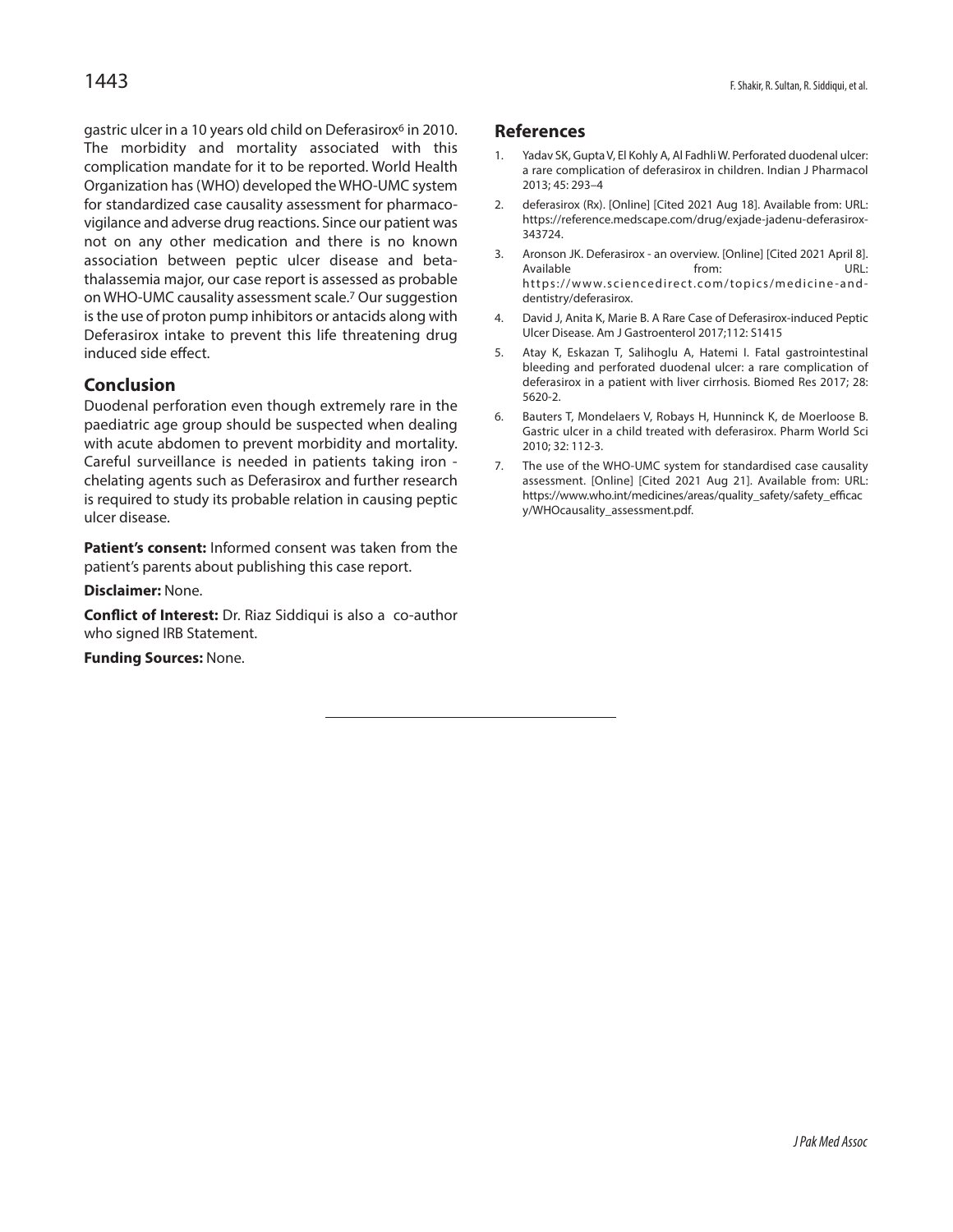gastric ulcer in a 10 years old child on Deferasirox[6] in 2010. The morbidity and mortality associated with this complication mandate for it to be reported. World Health Organization has (WHO) developed the WHO-UMC system for standardized case causality assessment for pharmacovigilance and adverse drug reactions. Since our patient was not on any other medication and there is no known association between peptic ulcer disease and beta-thalassemia major, our case report is assessed as probable on WHO-UMC causality assessment scale.[7] Our suggestion is the use of proton pump inhibitors or antacids along with Deferasirox intake to prevent this life threatening drug induced side effect.

## Conclusion

Duodenal perforation even though extremely rare in the paediatric age group should be suspected when dealing with acute abdomen to prevent morbidity and mortality. Careful surveillance is needed in patients taking iron - chelating agents such as Deferasirox and further research is required to study its probable relation in causing peptic ulcer disease.

**Patient's consent:** Informed consent was taken from the patient's parents about publishing this case report.

**Disclaimer:** None.

**Conflict of Interest:** Dr. Riaz Siddiqui is also a co-author who signed IRB Statement.

**Funding Sources:** None.

## References

1. Yadav SK, Gupta V, El Kohly A, Al Fadhli W. Perforated duodenal ulcer: a rare complication of deferasirox in children. Indian J Pharmacol 2013; 45: 293–4
2. deferasirox (Rx). [Online] [Cited 2021 Aug 18]. Available from: URL: https://reference.medscape.com/drug/exjade-jadenu-deferasirox-343724.
3. Aronson JK. Deferasirox - an overview. [Online] [Cited 2021 April 8]. Available from: URL: https://www.sciencedirect.com/topics/medicine-and-dentistry/deferasirox.
4. David J, Anita K, Marie B. A Rare Case of Deferasirox-induced Peptic Ulcer Disease. Am J Gastroenterol 2017;112: S1415
5. Atay K, Eskazan T, Salihoglu A, Hatemi I. Fatal gastrointestinal bleeding and perforated duodenal ulcer: a rare complication of deferasirox in a patient with liver cirrhosis. Biomed Res 2017; 28: 5620-2.
6. Bauters T, Mondelaers V, Robays H, Hunninck K, de Moerloose B. Gastric ulcer in a child treated with deferasirox. Pharm World Sci 2010; 32: 112-3.
7. The use of the WHO-UMC system for standardised case causality assessment. [Online] [Cited 2021 Aug 21]. Available from: URL: https://www.who.int/medicines/areas/quality_safety/safety_efficacy/WHOcausality_assessment.pdf.